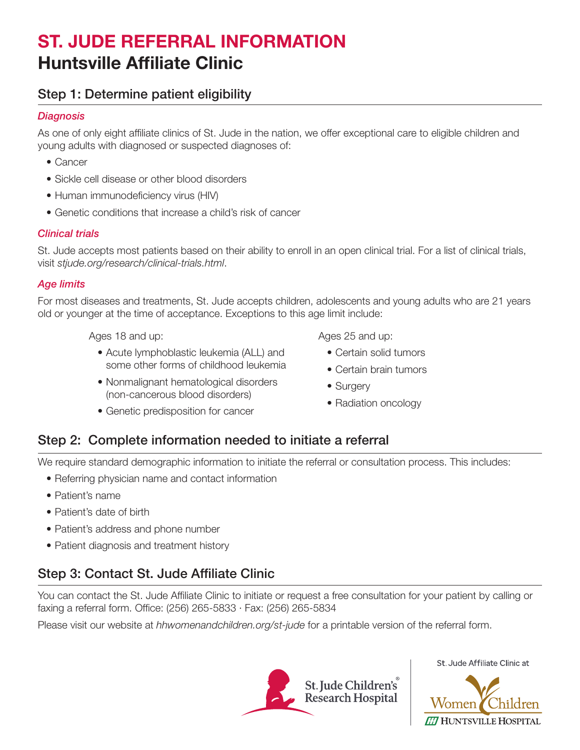# ST. JUDE REFERRAL INFORMATION

## Huntsville Affiliate Clinic

### Step 1: Determine patient eligibility

*Diagnosis*

As one of only eight affiliate clinics of St. Jude in the nation, we offer exceptional care to eligible children and young adults with diagnosed or suspected diagnoses of:

- Cancer
- Sickle cell disease or other blood disorders
- Human immunodeficiency virus (HIV)
- Genetic conditions that increase a child's risk of cancer

*Clinical trials*

St. Jude accepts most patients based on their ability to enroll in an open clinical trial. For a list of clinical trials, visit *stjude.org/research/clinical-trials.html*.

*Age limits*

For most diseases and treatments, St. Jude accepts children, adolescents and young adults who are 21 years old or younger at the time of acceptance. Exceptions to this age limit include:

Ages 18 and up:

- Acute lymphoblastic leukemia (ALL) and some other forms of childhood leukemia
- Nonmalignant hematological disorders (non-cancerous blood disorders)
- Genetic predisposition for cancer

Ages 25 and up:

- Certain solid tumors
- Certain brain tumors
- Surgery
- Radiation oncology

### Step 2: Complete information needed to initiate a referral

We require standard demographic information to initiate the referral or consultation process. This includes:

- Referring physician name and contact information
- Patient's name
- Patient's date of birth
- Patient's address and phone number
- Patient diagnosis and treatment history

### Step 3: Contact St. Jude Affiliate Clinic

You can contact the St. Jude Affiliate Clinic to initiate or request a free consultation for your patient by calling or faxing a referral form. Office: (256) 265-5833 · Fax: (256) 265-5834

Please visit our website at *hhwomenandchildren.org/st-jude* for a printable version of the referral form.

St. Jude Children's Research Hospital

St. Jude Affiliate Clinic at Women & Children Huntsville Hospital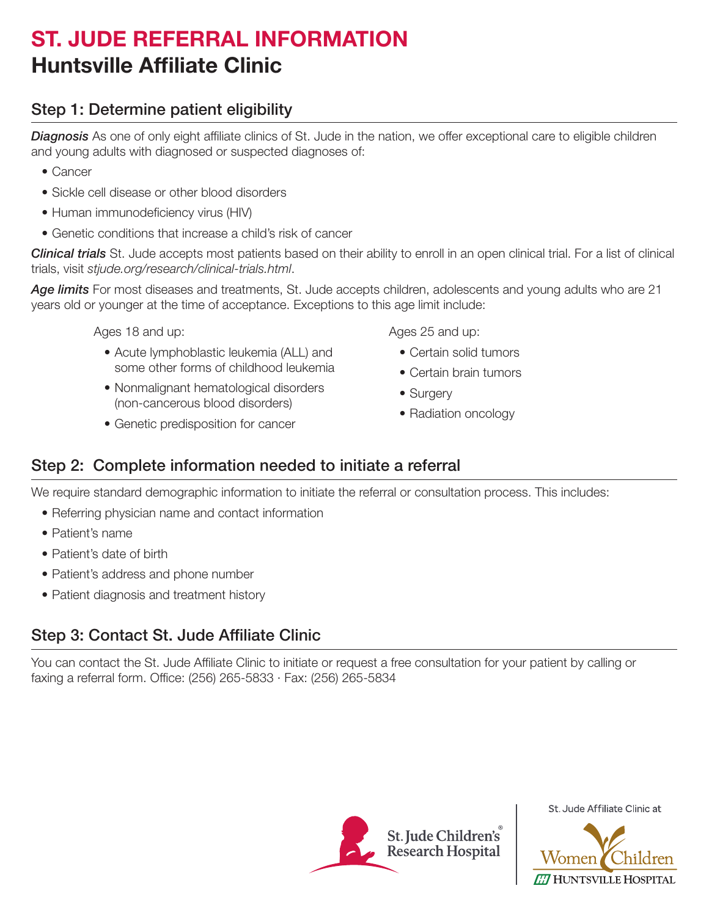# ST. JUDE REFERRAL INFORMATION

## Huntsville Affiliate Clinic

### Step 1: Determine patient eligibility

***Diagnosis*** As one of only eight affiliate clinics of St. Jude in the nation, we offer exceptional care to eligible children and young adults with diagnosed or suspected diagnoses of:

- Cancer
- Sickle cell disease or other blood disorders
- Human immunodeficiency virus (HIV)
- Genetic conditions that increase a child's risk of cancer

***Clinical trials*** St. Jude accepts most patients based on their ability to enroll in an open clinical trial. For a list of clinical trials, visit *stjude.org/research/clinical-trials.html*.

***Age limits*** For most diseases and treatments, St. Jude accepts children, adolescents and young adults who are 21 years old or younger at the time of acceptance. Exceptions to this age limit include:

Ages 18 and up:

- Acute lymphoblastic leukemia (ALL) and some other forms of childhood leukemia
- Nonmalignant hematological disorders (non-cancerous blood disorders)
- Genetic predisposition for cancer

Ages 25 and up:

- Certain solid tumors
- Certain brain tumors
- Surgery
- Radiation oncology

### Step 2: Complete information needed to initiate a referral

We require standard demographic information to initiate the referral or consultation process. This includes:

- Referring physician name and contact information
- Patient's name
- Patient's date of birth
- Patient's address and phone number
- Patient diagnosis and treatment history

### Step 3: Contact St. Jude Affiliate Clinic

You can contact the St. Jude Affiliate Clinic to initiate or request a free consultation for your patient by calling or faxing a referral form. Office: (256) 265-5833 · Fax: (256) 265-5834

St. Jude Children's Research Hospital®

St. Jude Affiliate Clinic at Women Children Huntsville Hospital